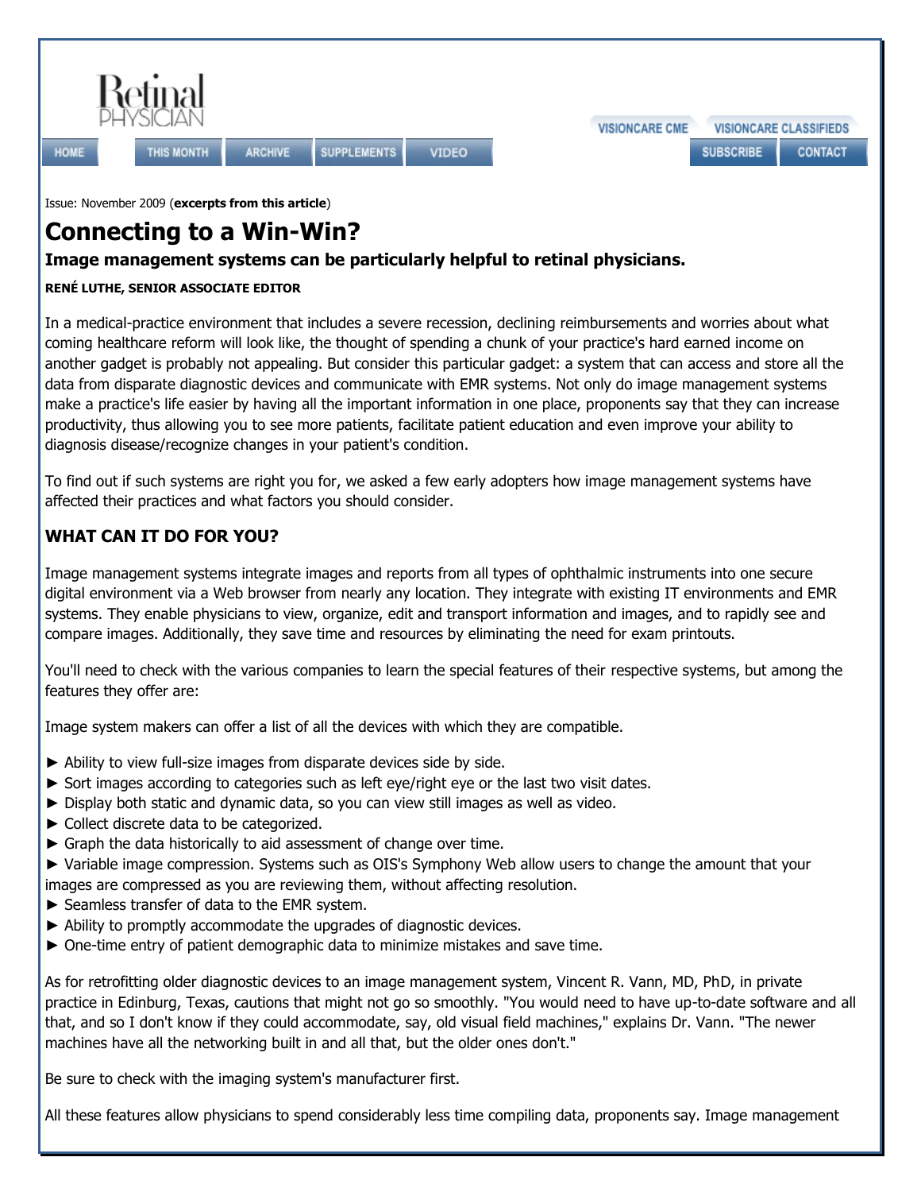Issue: November 2009 (**excerpts from this article**)

# Connecting to a Win-Win?

### Image management systems can be particularly helpful to retinal physicians.

**RENÉ LUTHE, SENIOR ASSOCIATE EDITOR**

In a medical-practice environment that includes a severe recession, declining reimbursements and worries about what coming healthcare reform will look like, the thought of spending a chunk of your practice's hard earned income on another gadget is probably not appealing. But consider this particular gadget: a system that can access and store all the data from disparate diagnostic devices and communicate with EMR systems. Not only do image management systems make a practice's life easier by having all the important information in one place, proponents say that they can increase productivity, thus allowing you to see more patients, facilitate patient education and even improve your ability to diagnosis disease/recognize changes in your patient's condition.

To find out if such systems are right you for, we asked a few early adopters how image management systems have affected their practices and what factors you should consider.

## WHAT CAN IT DO FOR YOU?

Image management systems integrate images and reports from all types of ophthalmic instruments into one secure digital environment via a Web browser from nearly any location. They integrate with existing IT environments and EMR systems. They enable physicians to view, organize, edit and transport information and images, and to rapidly see and compare images. Additionally, they save time and resources by eliminating the need for exam printouts.

You'll need to check with the various companies to learn the special features of their respective systems, but among the features they offer are:

Image system makers can offer a list of all the devices with which they are compatible.

- ► Ability to view full-size images from disparate devices side by side.
- ► Sort images according to categories such as left eye/right eye or the last two visit dates.
- ► Display both static and dynamic data, so you can view still images as well as video.
- ► Collect discrete data to be categorized.
- ► Graph the data historically to aid assessment of change over time.
- ► Variable image compression. Systems such as OIS's Symphony Web allow users to change the amount that your images are compressed as you are reviewing them, without affecting resolution.
- ► Seamless transfer of data to the EMR system.
- ► Ability to promptly accommodate the upgrades of diagnostic devices.
- ► One-time entry of patient demographic data to minimize mistakes and save time.

As for retrofitting older diagnostic devices to an image management system, Vincent R. Vann, MD, PhD, in private practice in Edinburg, Texas, cautions that might not go so smoothly. "You would need to have up-to-date software and all that, and so I don't know if they could accommodate, say, old visual field machines," explains Dr. Vann. "The newer machines have all the networking built in and all that, but the older ones don't."

Be sure to check with the imaging system's manufacturer first.

All these features allow physicians to spend considerably less time compiling data, proponents say. Image management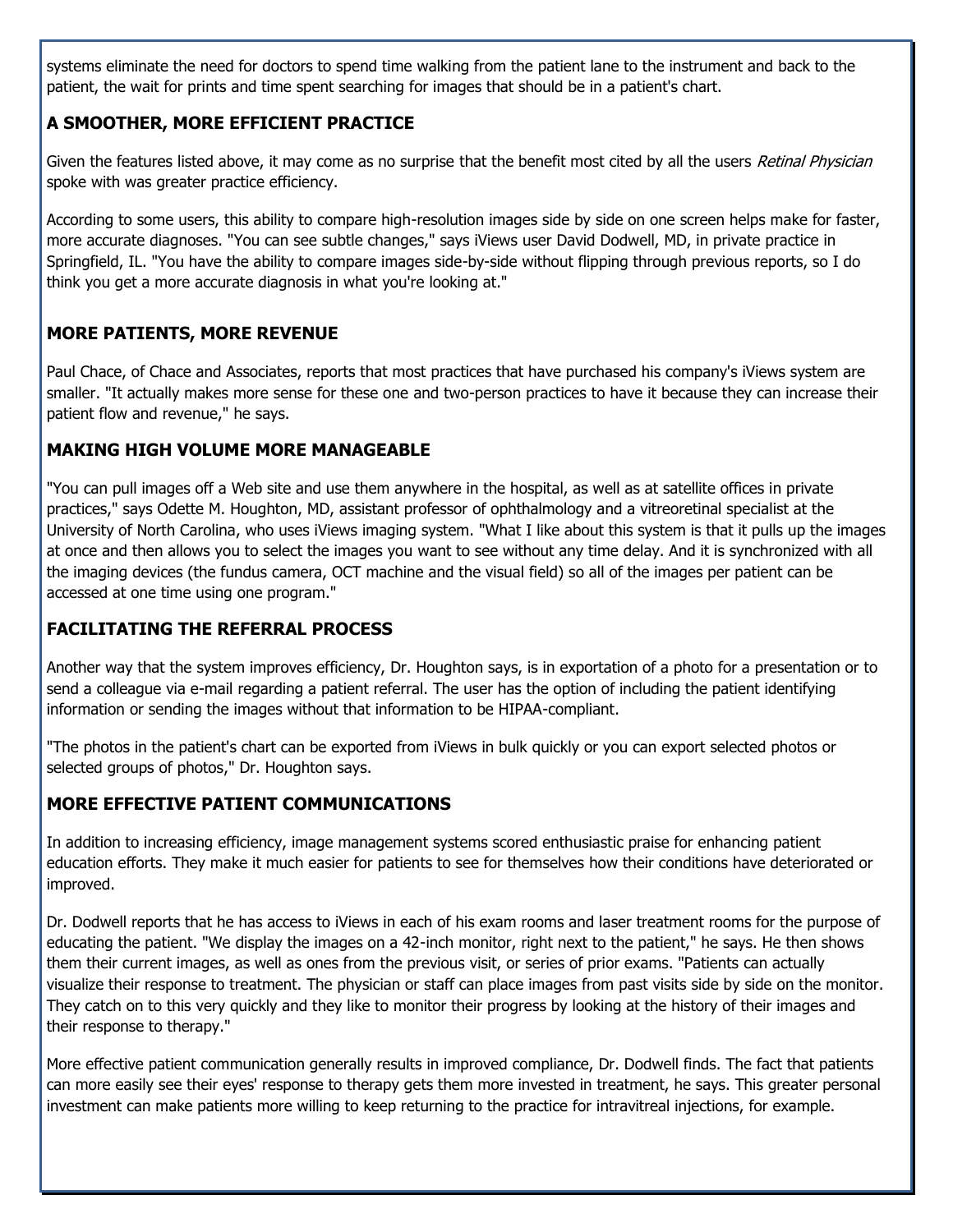systems eliminate the need for doctors to spend time walking from the patient lane to the instrument and back to the patient, the wait for prints and time spent searching for images that should be in a patient's chart.

## A SMOOTHER, MORE EFFICIENT PRACTICE

Given the features listed above, it may come as no surprise that the benefit most cited by all the users *Retinal Physician* spoke with was greater practice efficiency.

According to some users, this ability to compare high-resolution images side by side on one screen helps make for faster, more accurate diagnoses. "You can see subtle changes," says iViews user David Dodwell, MD, in private practice in Springfield, IL. "You have the ability to compare images side-by-side without flipping through previous reports, so I do think you get a more accurate diagnosis in what you're looking at."

## MORE PATIENTS, MORE REVENUE

Paul Chace, of Chace and Associates, reports that most practices that have purchased his company's iViews system are smaller. "It actually makes more sense for these one and two-person practices to have it because they can increase their patient flow and revenue," he says.

## MAKING HIGH VOLUME MORE MANAGEABLE

"You can pull images off a Web site and use them anywhere in the hospital, as well as at satellite offices in private practices," says Odette M. Houghton, MD, assistant professor of ophthalmology and a vitreoretinal specialist at the University of North Carolina, who uses iViews imaging system. "What I like about this system is that it pulls up the images at once and then allows you to select the images you want to see without any time delay. And it is synchronized with all the imaging devices (the fundus camera, OCT machine and the visual field) so all of the images per patient can be accessed at one time using one program."

## FACILITATING THE REFERRAL PROCESS

Another way that the system improves efficiency, Dr. Houghton says, is in exportation of a photo for a presentation or to send a colleague via e-mail regarding a patient referral. The user has the option of including the patient identifying information or sending the images without that information to be HIPAA-compliant.

"The photos in the patient's chart can be exported from iViews in bulk quickly or you can export selected photos or selected groups of photos," Dr. Houghton says.

## MORE EFFECTIVE PATIENT COMMUNICATIONS

In addition to increasing efficiency, image management systems scored enthusiastic praise for enhancing patient education efforts. They make it much easier for patients to see for themselves how their conditions have deteriorated or improved.

Dr. Dodwell reports that he has access to iViews in each of his exam rooms and laser treatment rooms for the purpose of educating the patient. "We display the images on a 42-inch monitor, right next to the patient," he says. He then shows them their current images, as well as ones from the previous visit, or series of prior exams. "Patients can actually visualize their response to treatment. The physician or staff can place images from past visits side by side on the monitor. They catch on to this very quickly and they like to monitor their progress by looking at the history of their images and their response to therapy."

More effective patient communication generally results in improved compliance, Dr. Dodwell finds. The fact that patients can more easily see their eyes' response to therapy gets them more invested in treatment, he says. This greater personal investment can make patients more willing to keep returning to the practice for intravitreal injections, for example.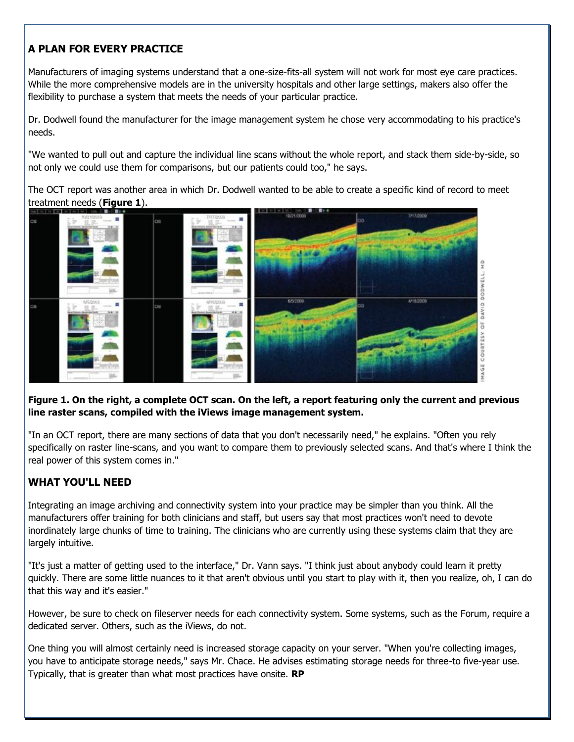### A PLAN FOR EVERY PRACTICE

Manufacturers of imaging systems understand that a one-size-fits-all system will not work for most eye care practices. While the more comprehensive models are in the university hospitals and other large settings, makers also offer the flexibility to purchase a system that meets the needs of your particular practice.

Dr. Dodwell found the manufacturer for the image management system he chose very accommodating to his practice's needs.

"We wanted to pull out and capture the individual line scans without the whole report, and stack them side-by-side, so not only we could use them for comparisons, but our patients could too," he says.

The OCT report was another area in which Dr. Dodwell wanted to be able to create a specific kind of record to meet treatment needs (**Figure 1**).

**Figure 1. On the right, a complete OCT scan. On the left, a report featuring only the current and previous line raster scans, compiled with the iViews image management system.**

"In an OCT report, there are many sections of data that you don't necessarily need," he explains. "Often you rely specifically on raster line-scans, and you want to compare them to previously selected scans. And that's where I think the real power of this system comes in."

### WHAT YOU'LL NEED

Integrating an image archiving and connectivity system into your practice may be simpler than you think. All the manufacturers offer training for both clinicians and staff, but users say that most practices won't need to devote inordinately large chunks of time to training. The clinicians who are currently using these systems claim that they are largely intuitive.

"It's just a matter of getting used to the interface," Dr. Vann says. "I think just about anybody could learn it pretty quickly. There are some little nuances to it that aren't obvious until you start to play with it, then you realize, oh, I can do that this way and it's easier."

However, be sure to check on fileserver needs for each connectivity system. Some systems, such as the Forum, require a dedicated server. Others, such as the iViews, do not.

One thing you will almost certainly need is increased storage capacity on your server. "When you're collecting images, you have to anticipate storage needs," says Mr. Chace. He advises estimating storage needs for three-to five-year use. Typically, that is greater than what most practices have onsite. **RP**